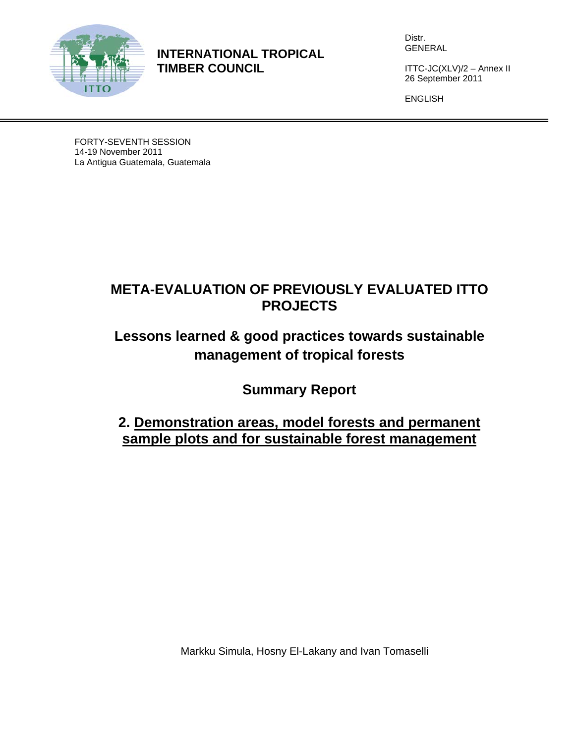**INTERNATIONAL TROPICAL TIMBER COUNCIL**

Distr.
GENERAL

ITTC-JC(XLV)/2 – Annex II
26 September 2011

ENGLISH

FORTY-SEVENTH SESSION
14-19 November 2011
La Antigua Guatemala, Guatemala

# META-EVALUATION OF PREVIOUSLY EVALUATED ITTO PROJECTS

## Lessons learned & good practices towards sustainable management of tropical forests

## Summary Report

## 2. Demonstration areas, model forests and permanent sample plots and for sustainable forest management

Markku Simula, Hosny El-Lakany and Ivan Tomaselli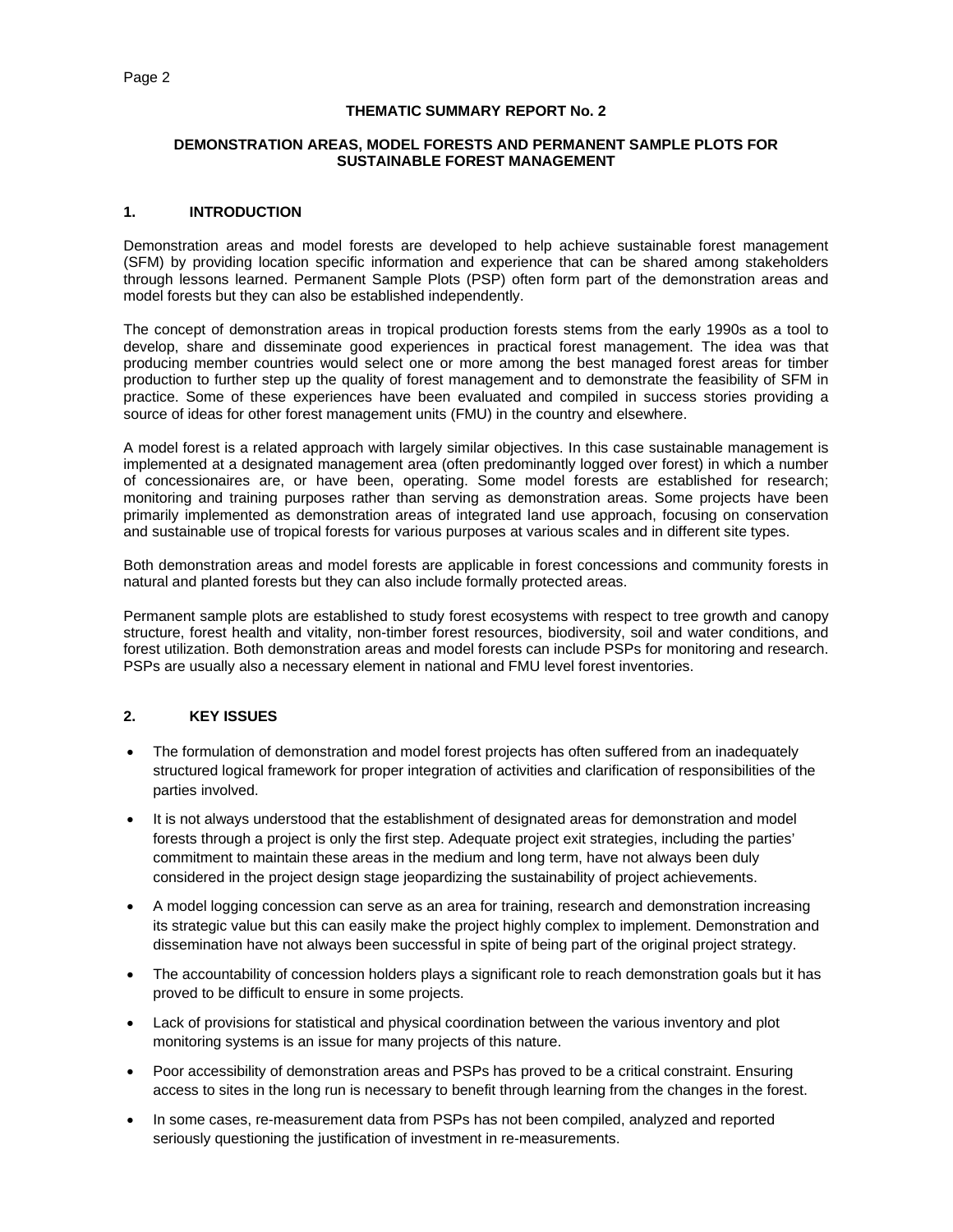# THEMATIC SUMMARY REPORT No. 2

## DEMONSTRATION AREAS, MODEL FORESTS AND PERMANENT SAMPLE PLOTS FOR SUSTAINABLE FOREST MANAGEMENT

## 1. INTRODUCTION

Demonstration areas and model forests are developed to help achieve sustainable forest management (SFM) by providing location specific information and experience that can be shared among stakeholders through lessons learned. Permanent Sample Plots (PSP) often form part of the demonstration areas and model forests but they can also be established independently.

The concept of demonstration areas in tropical production forests stems from the early 1990s as a tool to develop, share and disseminate good experiences in practical forest management. The idea was that producing member countries would select one or more among the best managed forest areas for timber production to further step up the quality of forest management and to demonstrate the feasibility of SFM in practice. Some of these experiences have been evaluated and compiled in success stories providing a source of ideas for other forest management units (FMU) in the country and elsewhere.

A model forest is a related approach with largely similar objectives. In this case sustainable management is implemented at a designated management area (often predominantly logged over forest) in which a number of concessionaires are, or have been, operating. Some model forests are established for research; monitoring and training purposes rather than serving as demonstration areas. Some projects have been primarily implemented as demonstration areas of integrated land use approach, focusing on conservation and sustainable use of tropical forests for various purposes at various scales and in different site types.

Both demonstration areas and model forests are applicable in forest concessions and community forests in natural and planted forests but they can also include formally protected areas.

Permanent sample plots are established to study forest ecosystems with respect to tree growth and canopy structure, forest health and vitality, non-timber forest resources, biodiversity, soil and water conditions, and forest utilization. Both demonstration areas and model forests can include PSPs for monitoring and research. PSPs are usually also a necessary element in national and FMU level forest inventories.

## 2. KEY ISSUES

- The formulation of demonstration and model forest projects has often suffered from an inadequately structured logical framework for proper integration of activities and clarification of responsibilities of the parties involved.
- It is not always understood that the establishment of designated areas for demonstration and model forests through a project is only the first step. Adequate project exit strategies, including the parties' commitment to maintain these areas in the medium and long term, have not always been duly considered in the project design stage jeopardizing the sustainability of project achievements.
- A model logging concession can serve as an area for training, research and demonstration increasing its strategic value but this can easily make the project highly complex to implement. Demonstration and dissemination have not always been successful in spite of being part of the original project strategy.
- The accountability of concession holders plays a significant role to reach demonstration goals but it has proved to be difficult to ensure in some projects.
- Lack of provisions for statistical and physical coordination between the various inventory and plot monitoring systems is an issue for many projects of this nature.
- Poor accessibility of demonstration areas and PSPs has proved to be a critical constraint. Ensuring access to sites in the long run is necessary to benefit through learning from the changes in the forest.
- In some cases, re-measurement data from PSPs has not been compiled, analyzed and reported seriously questioning the justification of investment in re-measurements.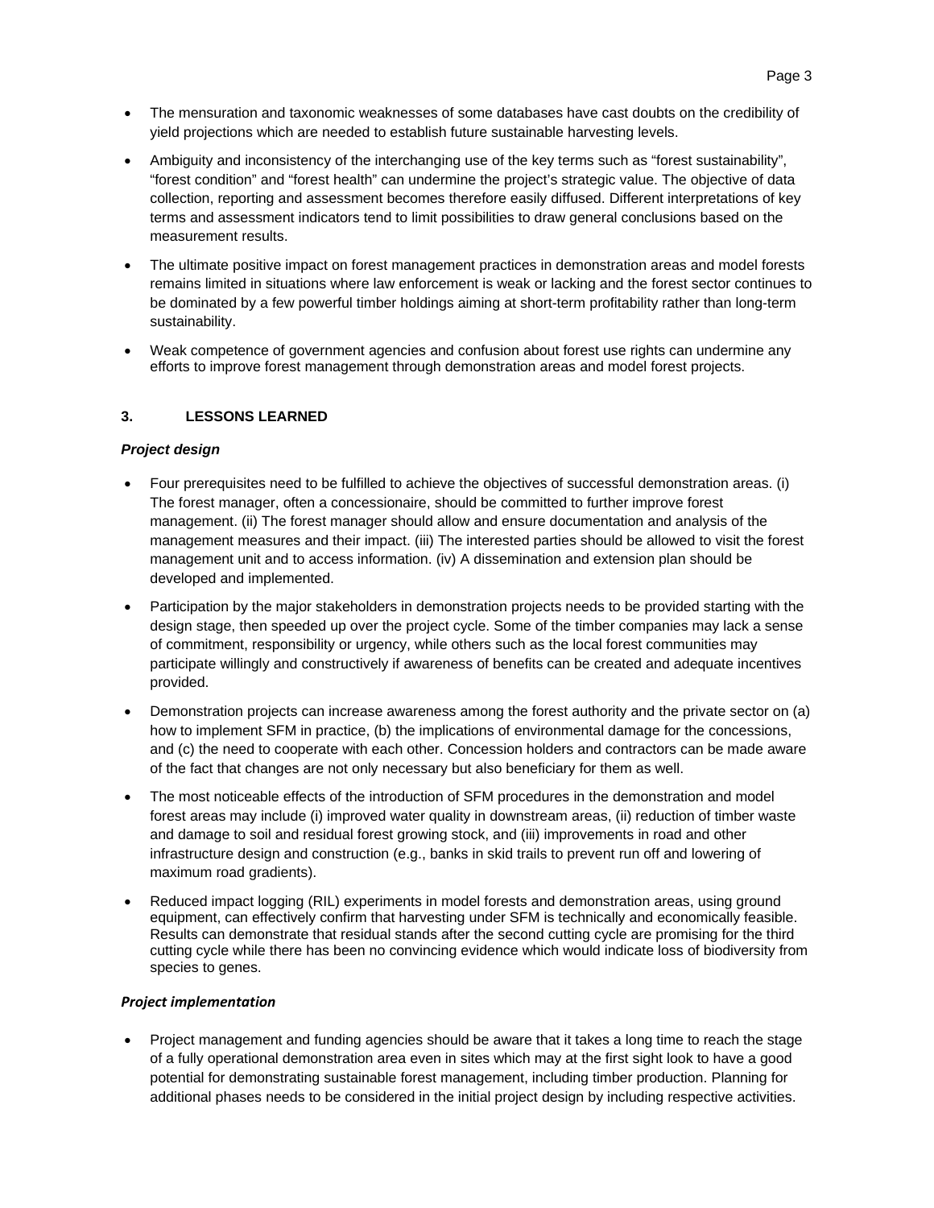- The mensuration and taxonomic weaknesses of some databases have cast doubts on the credibility of yield projections which are needed to establish future sustainable harvesting levels.
- Ambiguity and inconsistency of the interchanging use of the key terms such as "forest sustainability", "forest condition" and "forest health" can undermine the project's strategic value. The objective of data collection, reporting and assessment becomes therefore easily diffused. Different interpretations of key terms and assessment indicators tend to limit possibilities to draw general conclusions based on the measurement results.
- The ultimate positive impact on forest management practices in demonstration areas and model forests remains limited in situations where law enforcement is weak or lacking and the forest sector continues to be dominated by a few powerful timber holdings aiming at short-term profitability rather than long-term sustainability.
- Weak competence of government agencies and confusion about forest use rights can undermine any efforts to improve forest management through demonstration areas and model forest projects.

## 3. LESSONS LEARNED

### *Project design*

- Four prerequisites need to be fulfilled to achieve the objectives of successful demonstration areas. (i) The forest manager, often a concessionaire, should be committed to further improve forest management. (ii) The forest manager should allow and ensure documentation and analysis of the management measures and their impact. (iii) The interested parties should be allowed to visit the forest management unit and to access information. (iv) A dissemination and extension plan should be developed and implemented.
- Participation by the major stakeholders in demonstration projects needs to be provided starting with the design stage, then speeded up over the project cycle. Some of the timber companies may lack a sense of commitment, responsibility or urgency, while others such as the local forest communities may participate willingly and constructively if awareness of benefits can be created and adequate incentives provided.
- Demonstration projects can increase awareness among the forest authority and the private sector on (a) how to implement SFM in practice, (b) the implications of environmental damage for the concessions, and (c) the need to cooperate with each other. Concession holders and contractors can be made aware of the fact that changes are not only necessary but also beneficiary for them as well.
- The most noticeable effects of the introduction of SFM procedures in the demonstration and model forest areas may include (i) improved water quality in downstream areas, (ii) reduction of timber waste and damage to soil and residual forest growing stock, and (iii) improvements in road and other infrastructure design and construction (e.g., banks in skid trails to prevent run off and lowering of maximum road gradients).
- Reduced impact logging (RIL) experiments in model forests and demonstration areas, using ground equipment, can effectively confirm that harvesting under SFM is technically and economically feasible. Results can demonstrate that residual stands after the second cutting cycle are promising for the third cutting cycle while there has been no convincing evidence which would indicate loss of biodiversity from species to genes.

### *Project implementation*

- Project management and funding agencies should be aware that it takes a long time to reach the stage of a fully operational demonstration area even in sites which may at the first sight look to have a good potential for demonstrating sustainable forest management, including timber production. Planning for additional phases needs to be considered in the initial project design by including respective activities.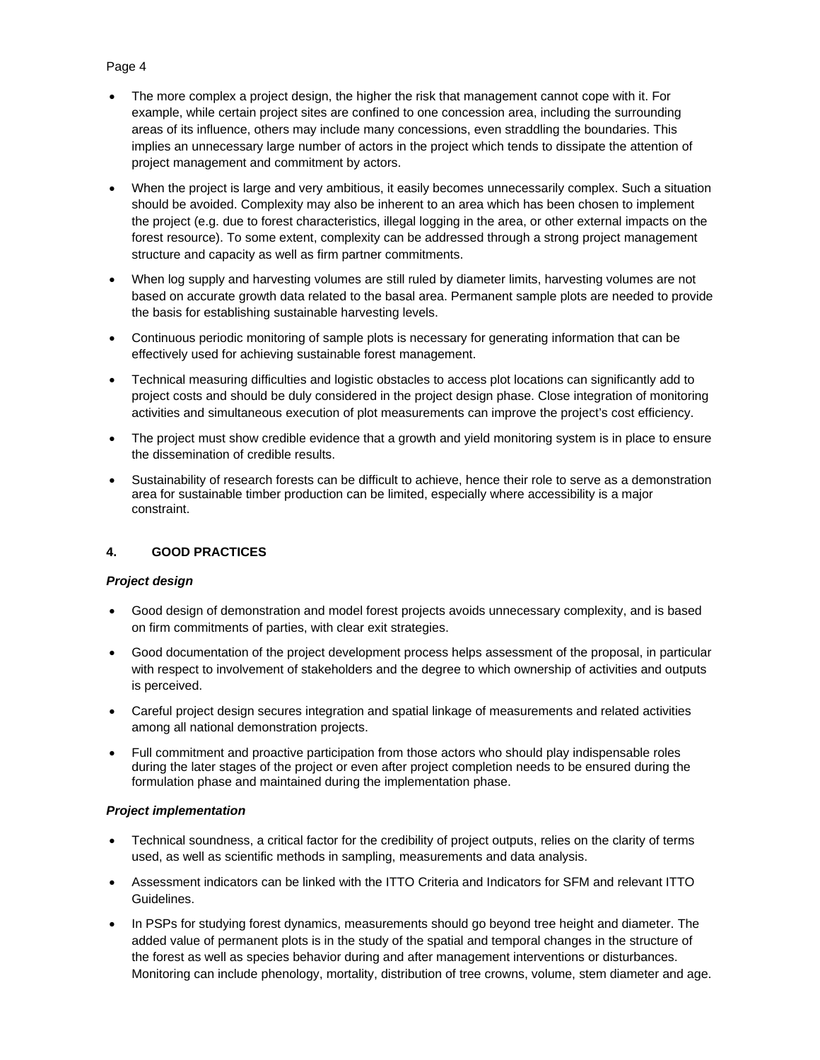- The more complex a project design, the higher the risk that management cannot cope with it. For example, while certain project sites are confined to one concession area, including the surrounding areas of its influence, others may include many concessions, even straddling the boundaries. This implies an unnecessary large number of actors in the project which tends to dissipate the attention of project management and commitment by actors.
- When the project is large and very ambitious, it easily becomes unnecessarily complex. Such a situation should be avoided. Complexity may also be inherent to an area which has been chosen to implement the project (e.g. due to forest characteristics, illegal logging in the area, or other external impacts on the forest resource). To some extent, complexity can be addressed through a strong project management structure and capacity as well as firm partner commitments.
- When log supply and harvesting volumes are still ruled by diameter limits, harvesting volumes are not based on accurate growth data related to the basal area. Permanent sample plots are needed to provide the basis for establishing sustainable harvesting levels.
- Continuous periodic monitoring of sample plots is necessary for generating information that can be effectively used for achieving sustainable forest management.
- Technical measuring difficulties and logistic obstacles to access plot locations can significantly add to project costs and should be duly considered in the project design phase. Close integration of monitoring activities and simultaneous execution of plot measurements can improve the project's cost efficiency.
- The project must show credible evidence that a growth and yield monitoring system is in place to ensure the dissemination of credible results.
- Sustainability of research forests can be difficult to achieve, hence their role to serve as a demonstration area for sustainable timber production can be limited, especially where accessibility is a major constraint.

## 4. GOOD PRACTICES

***Project design***

- Good design of demonstration and model forest projects avoids unnecessary complexity, and is based on firm commitments of parties, with clear exit strategies.
- Good documentation of the project development process helps assessment of the proposal, in particular with respect to involvement of stakeholders and the degree to which ownership of activities and outputs is perceived.
- Careful project design secures integration and spatial linkage of measurements and related activities among all national demonstration projects.
- Full commitment and proactive participation from those actors who should play indispensable roles during the later stages of the project or even after project completion needs to be ensured during the formulation phase and maintained during the implementation phase.

***Project implementation***

- Technical soundness, a critical factor for the credibility of project outputs, relies on the clarity of terms used, as well as scientific methods in sampling, measurements and data analysis.
- Assessment indicators can be linked with the ITTO Criteria and Indicators for SFM and relevant ITTO Guidelines.
- In PSPs for studying forest dynamics, measurements should go beyond tree height and diameter. The added value of permanent plots is in the study of the spatial and temporal changes in the structure of the forest as well as species behavior during and after management interventions or disturbances. Monitoring can include phenology, mortality, distribution of tree crowns, volume, stem diameter and age.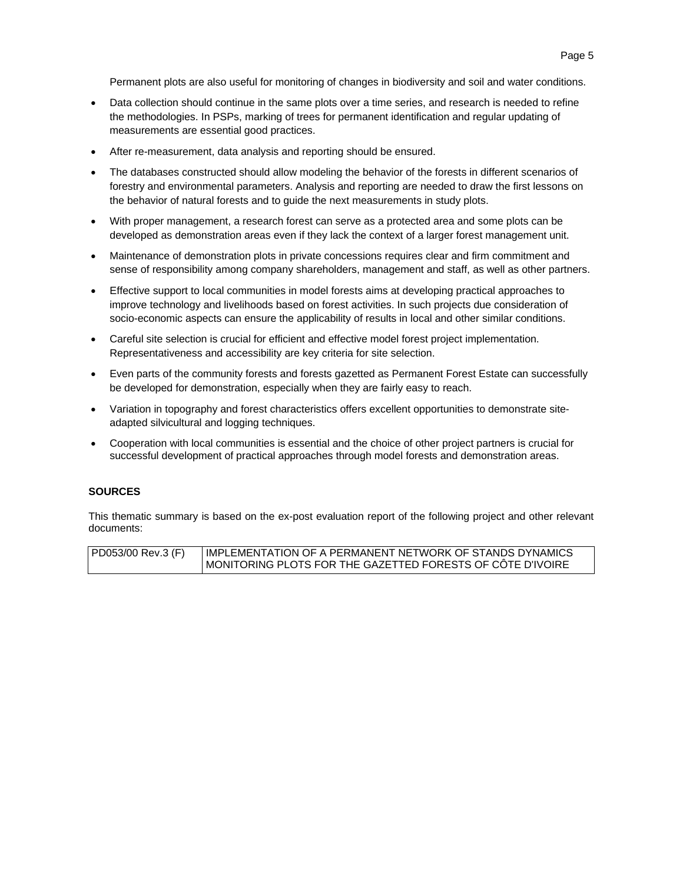Permanent plots are also useful for monitoring of changes in biodiversity and soil and water conditions.

- Data collection should continue in the same plots over a time series, and research is needed to refine the methodologies. In PSPs, marking of trees for permanent identification and regular updating of measurements are essential good practices.
- After re-measurement, data analysis and reporting should be ensured.
- The databases constructed should allow modeling the behavior of the forests in different scenarios of forestry and environmental parameters. Analysis and reporting are needed to draw the first lessons on the behavior of natural forests and to guide the next measurements in study plots.
- With proper management, a research forest can serve as a protected area and some plots can be developed as demonstration areas even if they lack the context of a larger forest management unit.
- Maintenance of demonstration plots in private concessions requires clear and firm commitment and sense of responsibility among company shareholders, management and staff, as well as other partners.
- Effective support to local communities in model forests aims at developing practical approaches to improve technology and livelihoods based on forest activities. In such projects due consideration of socio-economic aspects can ensure the applicability of results in local and other similar conditions.
- Careful site selection is crucial for efficient and effective model forest project implementation. Representativeness and accessibility are key criteria for site selection.
- Even parts of the community forests and forests gazetted as Permanent Forest Estate can successfully be developed for demonstration, especially when they are fairly easy to reach.
- Variation in topography and forest characteristics offers excellent opportunities to demonstrate site-adapted silvicultural and logging techniques.
- Cooperation with local communities is essential and the choice of other project partners is crucial for successful development of practical approaches through model forests and demonstration areas.

**SOURCES**

This thematic summary is based on the ex-post evaluation report of the following project and other relevant documents:

| | |
|---|---|
| PD053/00 Rev.3 (F) | IMPLEMENTATION OF A PERMANENT NETWORK OF STANDS DYNAMICS MONITORING PLOTS FOR THE GAZETTED FORESTS OF CÔTE D'IVOIRE |